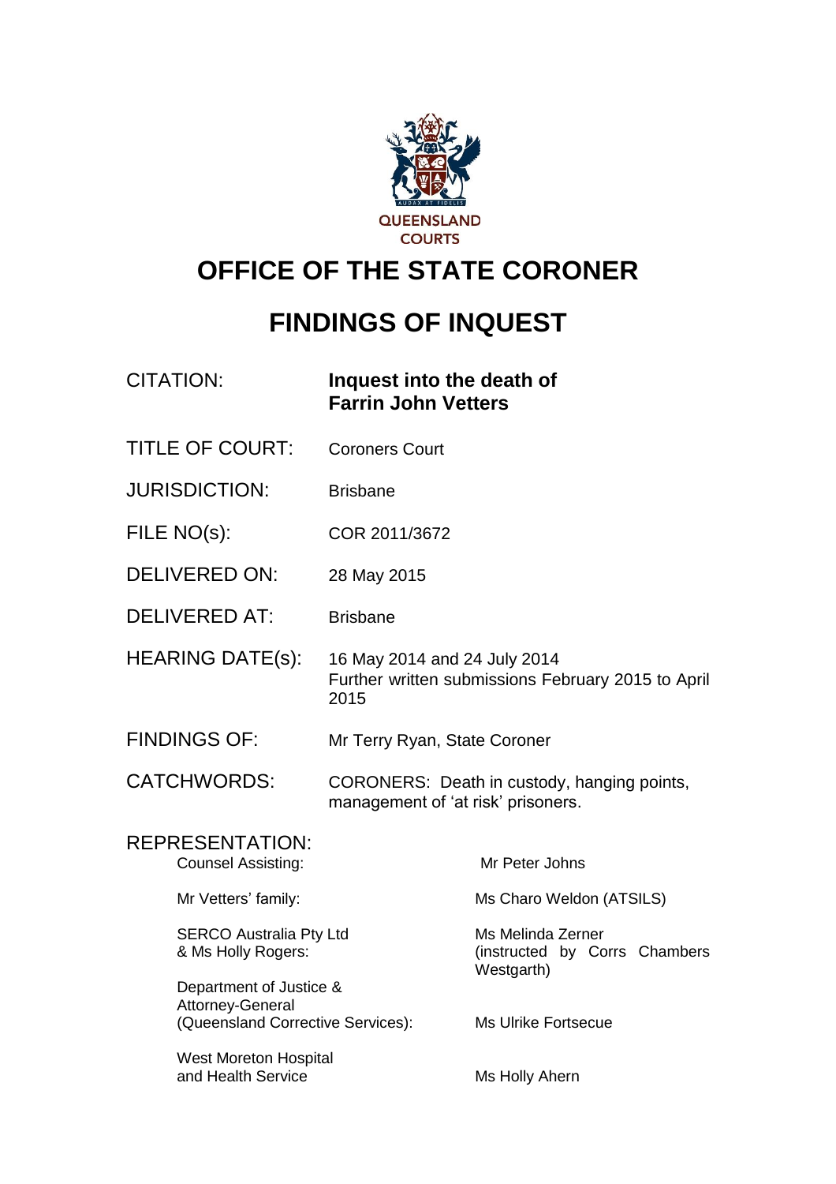QUEENSLAND COURTS

# OFFICE OF THE STATE CORONER

# FINDINGS OF INQUEST

| | |
|---|---|
| CITATION: | **Inquest into the death of Farrin John Vetters** |
| TITLE OF COURT: | Coroners Court |
| JURISDICTION: | Brisbane |
| FILE NO(s): | COR 2011/3672 |
| DELIVERED ON: | 28 May 2015 |
| DELIVERED AT: | Brisbane |
| HEARING DATE(s): | 16 May 2014 and 24 July 2014<br>Further written submissions February 2015 to April 2015 |
| FINDINGS OF: | Mr Terry Ryan, State Coroner |
| CATCHWORDS: | CORONERS: Death in custody, hanging points, management of 'at risk' prisoners. |

REPRESENTATION:

| | |
|---|---|
| Counsel Assisting: | Mr Peter Johns |
| Mr Vetters' family: | Ms Charo Weldon (ATSILS) |
| SERCO Australia Pty Ltd & Ms Holly Rogers: | Ms Melinda Zerner (instructed by Corrs Chambers Westgarth) |
| Department of Justice & Attorney-General (Queensland Corrective Services): | Ms Ulrike Fortsecue |
| West Moreton Hospital and Health Service | Ms Holly Ahern |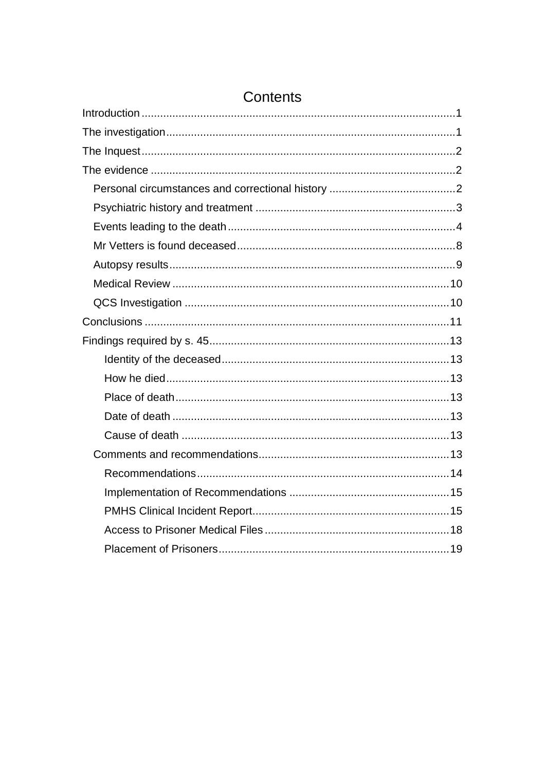# Contents

- Introduction ..... 1
- The investigation ..... 1
- The Inquest ..... 2
- The evidence ..... 2
  - Personal circumstances and correctional history ..... 2
  - Psychiatric history and treatment ..... 3
  - Events leading to the death ..... 4
  - Mr Vetters is found deceased ..... 8
  - Autopsy results ..... 9
  - Medical Review ..... 10
  - QCS Investigation ..... 10
- Conclusions ..... 11
- Findings required by s. 45 ..... 13
    - Identity of the deceased ..... 13
    - How he died ..... 13
    - Place of death ..... 13
    - Date of death ..... 13
    - Cause of death ..... 13
  - Comments and recommendations ..... 13
    - Recommendations ..... 14
    - Implementation of Recommendations ..... 15
    - PMHS Clinical Incident Report ..... 15
    - Access to Prisoner Medical Files ..... 18
    - Placement of Prisoners ..... 19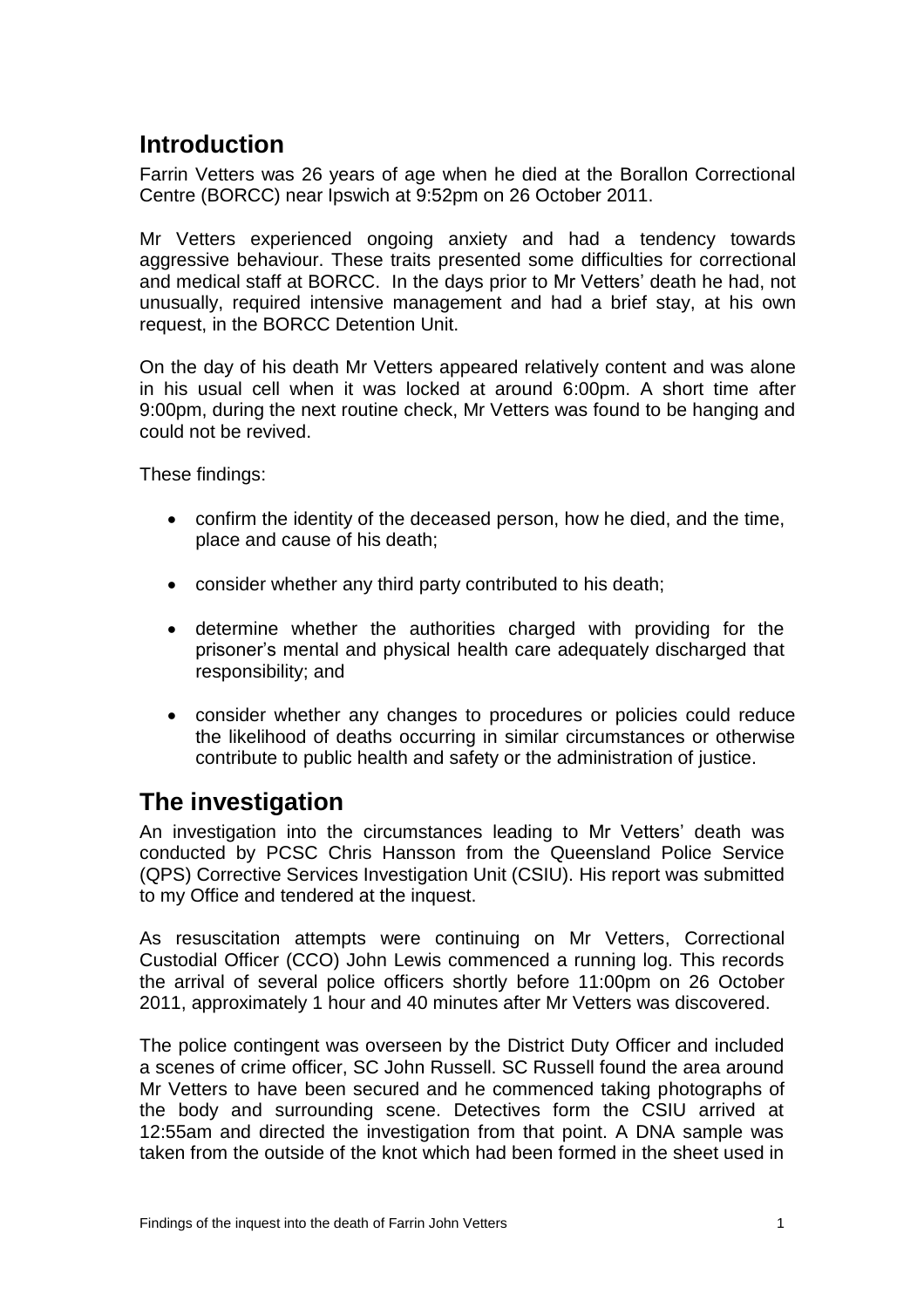## Introduction

Farrin Vetters was 26 years of age when he died at the Borallon Correctional Centre (BORCC) near Ipswich at 9:52pm on 26 October 2011.

Mr Vetters experienced ongoing anxiety and had a tendency towards aggressive behaviour. These traits presented some difficulties for correctional and medical staff at BORCC. In the days prior to Mr Vetters' death he had, not unusually, required intensive management and had a brief stay, at his own request, in the BORCC Detention Unit.

On the day of his death Mr Vetters appeared relatively content and was alone in his usual cell when it was locked at around 6:00pm. A short time after 9:00pm, during the next routine check, Mr Vetters was found to be hanging and could not be revived.

These findings:

- confirm the identity of the deceased person, how he died, and the time, place and cause of his death;
- consider whether any third party contributed to his death;
- determine whether the authorities charged with providing for the prisoner's mental and physical health care adequately discharged that responsibility; and
- consider whether any changes to procedures or policies could reduce the likelihood of deaths occurring in similar circumstances or otherwise contribute to public health and safety or the administration of justice.

## The investigation

An investigation into the circumstances leading to Mr Vetters' death was conducted by PCSC Chris Hansson from the Queensland Police Service (QPS) Corrective Services Investigation Unit (CSIU). His report was submitted to my Office and tendered at the inquest.

As resuscitation attempts were continuing on Mr Vetters, Correctional Custodial Officer (CCO) John Lewis commenced a running log. This records the arrival of several police officers shortly before 11:00pm on 26 October 2011, approximately 1 hour and 40 minutes after Mr Vetters was discovered.

The police contingent was overseen by the District Duty Officer and included a scenes of crime officer, SC John Russell. SC Russell found the area around Mr Vetters to have been secured and he commenced taking photographs of the body and surrounding scene. Detectives form the CSIU arrived at 12:55am and directed the investigation from that point. A DNA sample was taken from the outside of the knot which had been formed in the sheet used in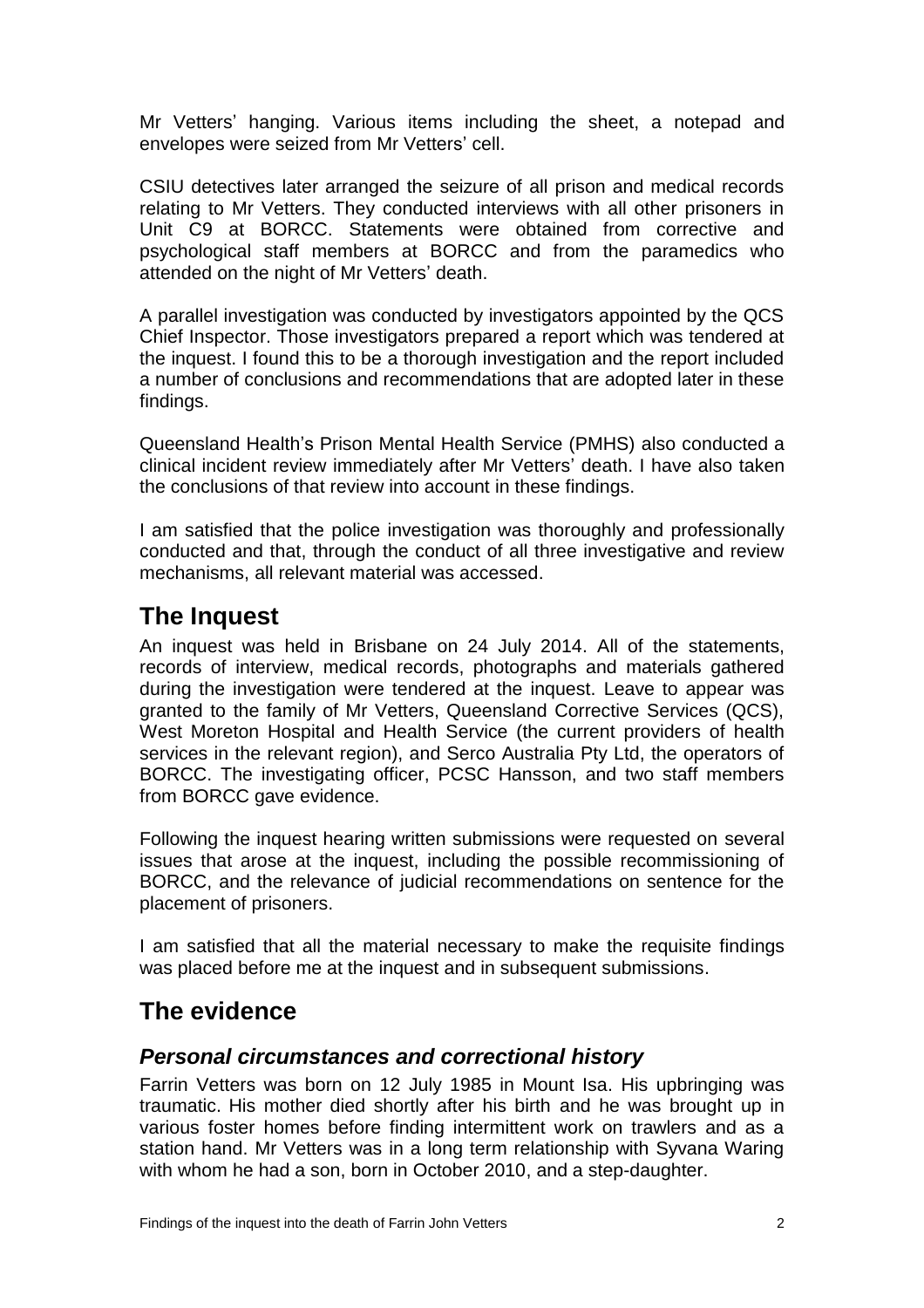Mr Vetters' hanging. Various items including the sheet, a notepad and envelopes were seized from Mr Vetters' cell.

CSIU detectives later arranged the seizure of all prison and medical records relating to Mr Vetters. They conducted interviews with all other prisoners in Unit C9 at BORCC. Statements were obtained from corrective and psychological staff members at BORCC and from the paramedics who attended on the night of Mr Vetters' death.

A parallel investigation was conducted by investigators appointed by the QCS Chief Inspector. Those investigators prepared a report which was tendered at the inquest. I found this to be a thorough investigation and the report included a number of conclusions and recommendations that are adopted later in these findings.

Queensland Health's Prison Mental Health Service (PMHS) also conducted a clinical incident review immediately after Mr Vetters' death. I have also taken the conclusions of that review into account in these findings.

I am satisfied that the police investigation was thoroughly and professionally conducted and that, through the conduct of all three investigative and review mechanisms, all relevant material was accessed.

## The Inquest

An inquest was held in Brisbane on 24 July 2014. All of the statements, records of interview, medical records, photographs and materials gathered during the investigation were tendered at the inquest. Leave to appear was granted to the family of Mr Vetters, Queensland Corrective Services (QCS), West Moreton Hospital and Health Service (the current providers of health services in the relevant region), and Serco Australia Pty Ltd, the operators of BORCC. The investigating officer, PCSC Hansson, and two staff members from BORCC gave evidence.

Following the inquest hearing written submissions were requested on several issues that arose at the inquest, including the possible recommissioning of BORCC, and the relevance of judicial recommendations on sentence for the placement of prisoners.

I am satisfied that all the material necessary to make the requisite findings was placed before me at the inquest and in subsequent submissions.

## The evidence

### *Personal circumstances and correctional history*

Farrin Vetters was born on 12 July 1985 in Mount Isa. His upbringing was traumatic. His mother died shortly after his birth and he was brought up in various foster homes before finding intermittent work on trawlers and as a station hand. Mr Vetters was in a long term relationship with Syvana Waring with whom he had a son, born in October 2010, and a step-daughter.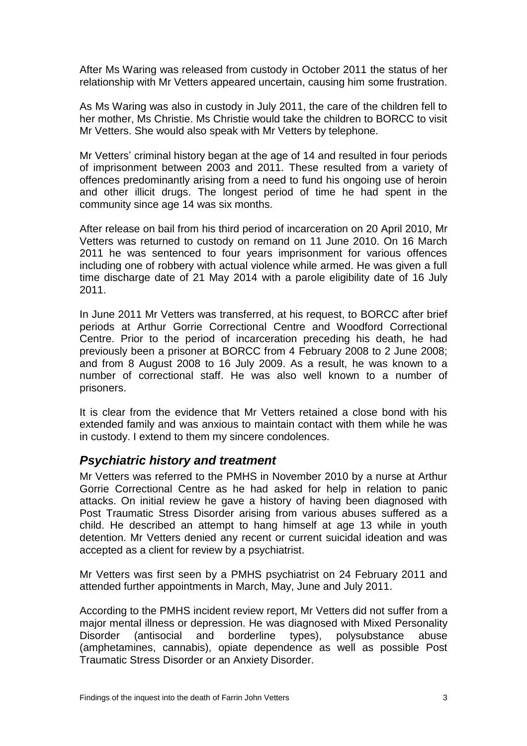After Ms Waring was released from custody in October 2011 the status of her relationship with Mr Vetters appeared uncertain, causing him some frustration.

As Ms Waring was also in custody in July 2011, the care of the children fell to her mother, Ms Christie. Ms Christie would take the children to BORCC to visit Mr Vetters. She would also speak with Mr Vetters by telephone.

Mr Vetters' criminal history began at the age of 14 and resulted in four periods of imprisonment between 2003 and 2011. These resulted from a variety of offences predominantly arising from a need to fund his ongoing use of heroin and other illicit drugs. The longest period of time he had spent in the community since age 14 was six months.

After release on bail from his third period of incarceration on 20 April 2010, Mr Vetters was returned to custody on remand on 11 June 2010. On 16 March 2011 he was sentenced to four years imprisonment for various offences including one of robbery with actual violence while armed. He was given a full time discharge date of 21 May 2014 with a parole eligibility date of 16 July 2011.

In June 2011 Mr Vetters was transferred, at his request, to BORCC after brief periods at Arthur Gorrie Correctional Centre and Woodford Correctional Centre. Prior to the period of incarceration preceding his death, he had previously been a prisoner at BORCC from 4 February 2008 to 2 June 2008; and from 8 August 2008 to 16 July 2009. As a result, he was known to a number of correctional staff. He was also well known to a number of prisoners.

It is clear from the evidence that Mr Vetters retained a close bond with his extended family and was anxious to maintain contact with them while he was in custody. I extend to them my sincere condolences.

### *Psychiatric history and treatment*

Mr Vetters was referred to the PMHS in November 2010 by a nurse at Arthur Gorrie Correctional Centre as he had asked for help in relation to panic attacks. On initial review he gave a history of having been diagnosed with Post Traumatic Stress Disorder arising from various abuses suffered as a child. He described an attempt to hang himself at age 13 while in youth detention. Mr Vetters denied any recent or current suicidal ideation and was accepted as a client for review by a psychiatrist.

Mr Vetters was first seen by a PMHS psychiatrist on 24 February 2011 and attended further appointments in March, May, June and July 2011.

According to the PMHS incident review report, Mr Vetters did not suffer from a major mental illness or depression. He was diagnosed with Mixed Personality Disorder (antisocial and borderline types), polysubstance abuse (amphetamines, cannabis), opiate dependence as well as possible Post Traumatic Stress Disorder or an Anxiety Disorder.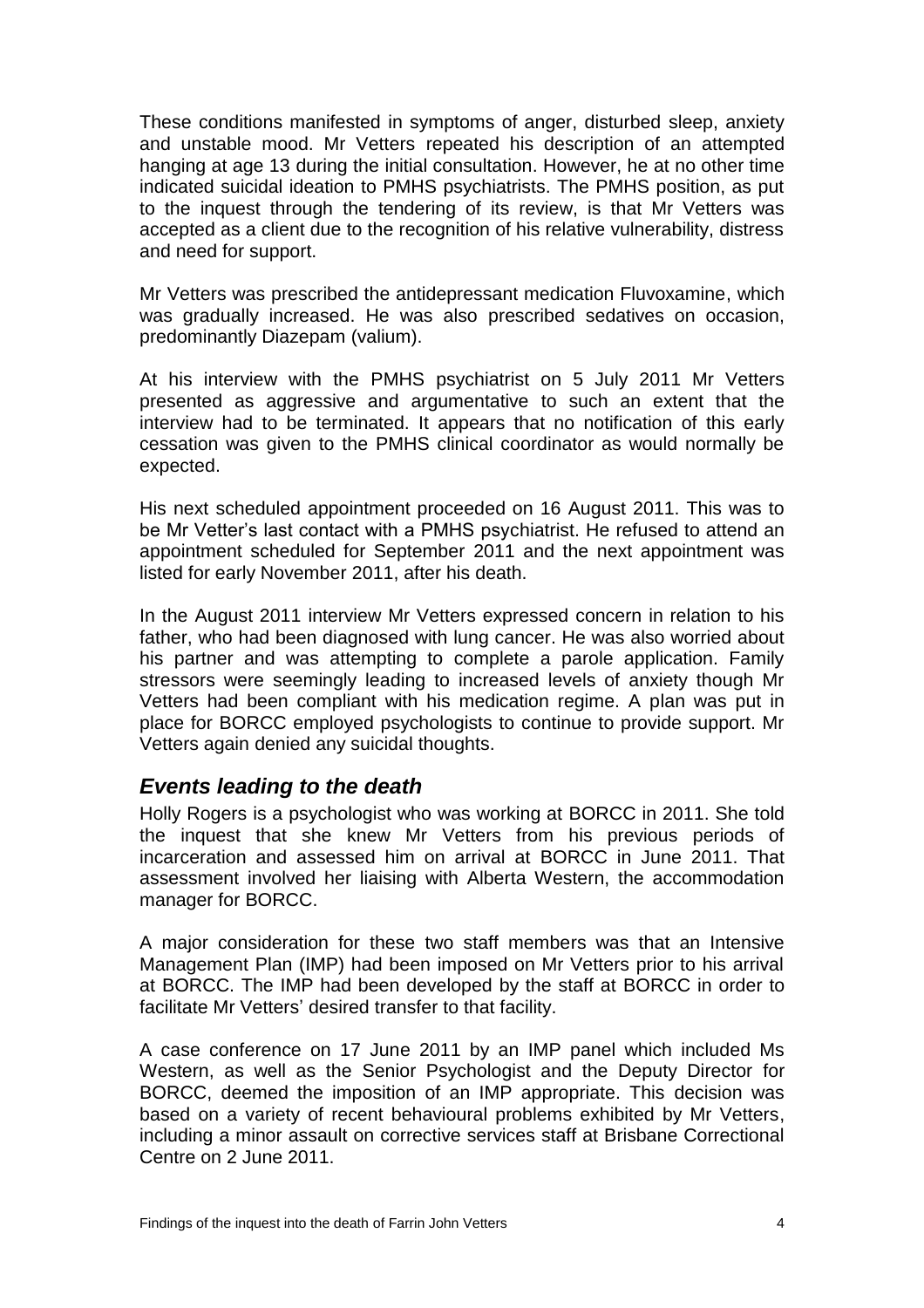These conditions manifested in symptoms of anger, disturbed sleep, anxiety and unstable mood. Mr Vetters repeated his description of an attempted hanging at age 13 during the initial consultation. However, he at no other time indicated suicidal ideation to PMHS psychiatrists. The PMHS position, as put to the inquest through the tendering of its review, is that Mr Vetters was accepted as a client due to the recognition of his relative vulnerability, distress and need for support.

Mr Vetters was prescribed the antidepressant medication Fluvoxamine, which was gradually increased. He was also prescribed sedatives on occasion, predominantly Diazepam (valium).

At his interview with the PMHS psychiatrist on 5 July 2011 Mr Vetters presented as aggressive and argumentative to such an extent that the interview had to be terminated. It appears that no notification of this early cessation was given to the PMHS clinical coordinator as would normally be expected.

His next scheduled appointment proceeded on 16 August 2011. This was to be Mr Vetter's last contact with a PMHS psychiatrist. He refused to attend an appointment scheduled for September 2011 and the next appointment was listed for early November 2011, after his death.

In the August 2011 interview Mr Vetters expressed concern in relation to his father, who had been diagnosed with lung cancer. He was also worried about his partner and was attempting to complete a parole application. Family stressors were seemingly leading to increased levels of anxiety though Mr Vetters had been compliant with his medication regime. A plan was put in place for BORCC employed psychologists to continue to provide support. Mr Vetters again denied any suicidal thoughts.

## *Events leading to the death*

Holly Rogers is a psychologist who was working at BORCC in 2011. She told the inquest that she knew Mr Vetters from his previous periods of incarceration and assessed him on arrival at BORCC in June 2011. That assessment involved her liaising with Alberta Western, the accommodation manager for BORCC.

A major consideration for these two staff members was that an Intensive Management Plan (IMP) had been imposed on Mr Vetters prior to his arrival at BORCC. The IMP had been developed by the staff at BORCC in order to facilitate Mr Vetters' desired transfer to that facility.

A case conference on 17 June 2011 by an IMP panel which included Ms Western, as well as the Senior Psychologist and the Deputy Director for BORCC, deemed the imposition of an IMP appropriate. This decision was based on a variety of recent behavioural problems exhibited by Mr Vetters, including a minor assault on corrective services staff at Brisbane Correctional Centre on 2 June 2011.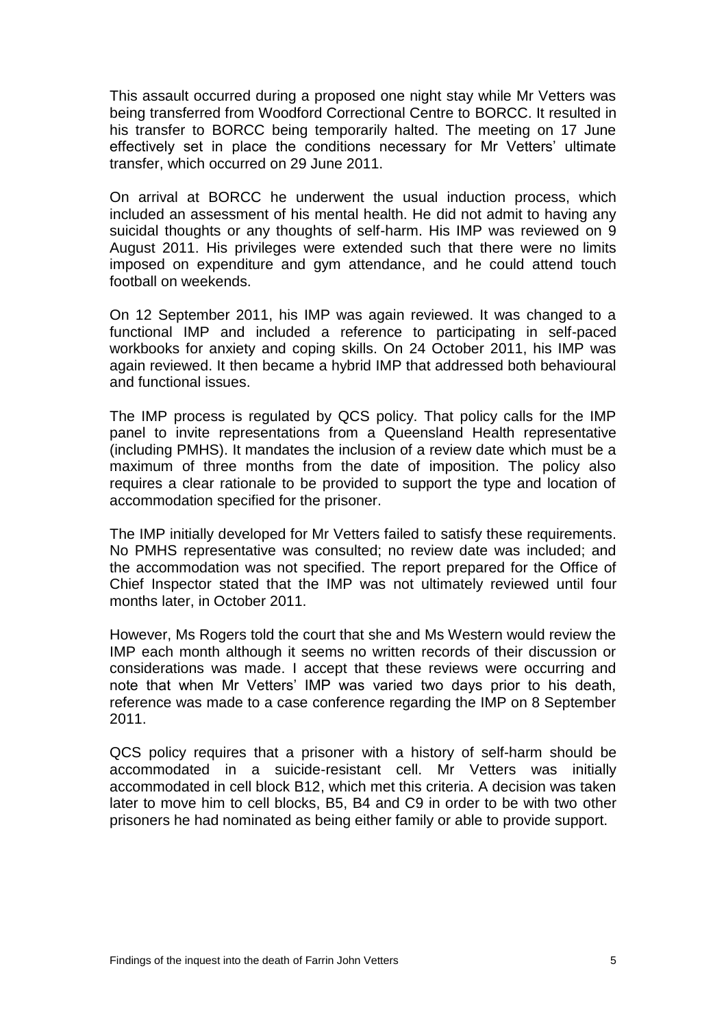This assault occurred during a proposed one night stay while Mr Vetters was being transferred from Woodford Correctional Centre to BORCC. It resulted in his transfer to BORCC being temporarily halted. The meeting on 17 June effectively set in place the conditions necessary for Mr Vetters' ultimate transfer, which occurred on 29 June 2011.

On arrival at BORCC he underwent the usual induction process, which included an assessment of his mental health. He did not admit to having any suicidal thoughts or any thoughts of self-harm. His IMP was reviewed on 9 August 2011. His privileges were extended such that there were no limits imposed on expenditure and gym attendance, and he could attend touch football on weekends.

On 12 September 2011, his IMP was again reviewed. It was changed to a functional IMP and included a reference to participating in self-paced workbooks for anxiety and coping skills. On 24 October 2011, his IMP was again reviewed. It then became a hybrid IMP that addressed both behavioural and functional issues.

The IMP process is regulated by QCS policy. That policy calls for the IMP panel to invite representations from a Queensland Health representative (including PMHS). It mandates the inclusion of a review date which must be a maximum of three months from the date of imposition. The policy also requires a clear rationale to be provided to support the type and location of accommodation specified for the prisoner.

The IMP initially developed for Mr Vetters failed to satisfy these requirements. No PMHS representative was consulted; no review date was included; and the accommodation was not specified. The report prepared for the Office of Chief Inspector stated that the IMP was not ultimately reviewed until four months later, in October 2011.

However, Ms Rogers told the court that she and Ms Western would review the IMP each month although it seems no written records of their discussion or considerations was made. I accept that these reviews were occurring and note that when Mr Vetters' IMP was varied two days prior to his death, reference was made to a case conference regarding the IMP on 8 September 2011.

QCS policy requires that a prisoner with a history of self-harm should be accommodated in a suicide-resistant cell. Mr Vetters was initially accommodated in cell block B12, which met this criteria. A decision was taken later to move him to cell blocks, B5, B4 and C9 in order to be with two other prisoners he had nominated as being either family or able to provide support.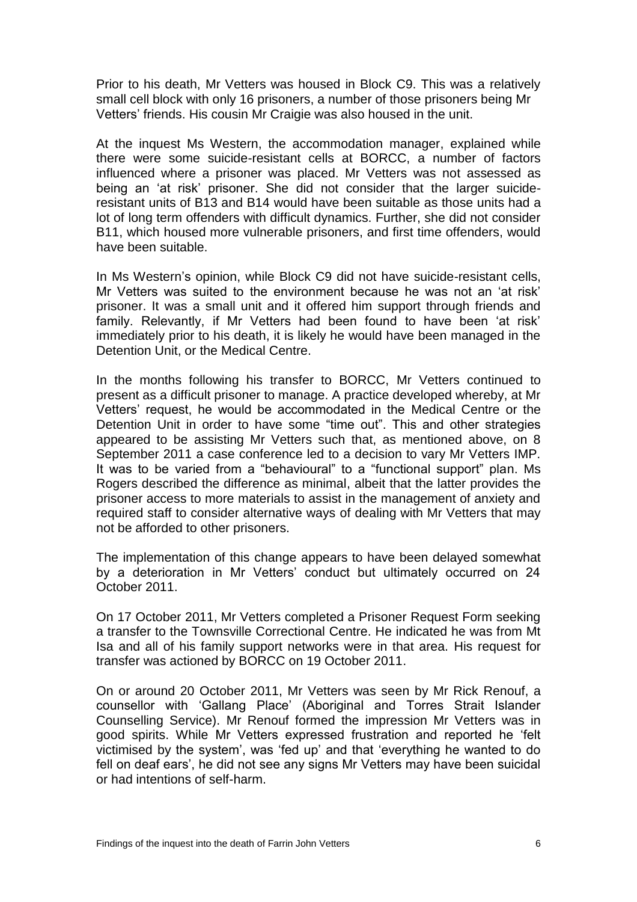Prior to his death, Mr Vetters was housed in Block C9. This was a relatively small cell block with only 16 prisoners, a number of those prisoners being Mr Vetters' friends. His cousin Mr Craigie was also housed in the unit.

At the inquest Ms Western, the accommodation manager, explained while there were some suicide-resistant cells at BORCC, a number of factors influenced where a prisoner was placed. Mr Vetters was not assessed as being an 'at risk' prisoner. She did not consider that the larger suicide-resistant units of B13 and B14 would have been suitable as those units had a lot of long term offenders with difficult dynamics. Further, she did not consider B11, which housed more vulnerable prisoners, and first time offenders, would have been suitable.

In Ms Western's opinion, while Block C9 did not have suicide-resistant cells, Mr Vetters was suited to the environment because he was not an 'at risk' prisoner. It was a small unit and it offered him support through friends and family. Relevantly, if Mr Vetters had been found to have been 'at risk' immediately prior to his death, it is likely he would have been managed in the Detention Unit, or the Medical Centre.

In the months following his transfer to BORCC, Mr Vetters continued to present as a difficult prisoner to manage. A practice developed whereby, at Mr Vetters' request, he would be accommodated in the Medical Centre or the Detention Unit in order to have some "time out". This and other strategies appeared to be assisting Mr Vetters such that, as mentioned above, on 8 September 2011 a case conference led to a decision to vary Mr Vetters IMP. It was to be varied from a "behavioural" to a "functional support" plan. Ms Rogers described the difference as minimal, albeit that the latter provides the prisoner access to more materials to assist in the management of anxiety and required staff to consider alternative ways of dealing with Mr Vetters that may not be afforded to other prisoners.

The implementation of this change appears to have been delayed somewhat by a deterioration in Mr Vetters' conduct but ultimately occurred on 24 October 2011.

On 17 October 2011, Mr Vetters completed a Prisoner Request Form seeking a transfer to the Townsville Correctional Centre. He indicated he was from Mt Isa and all of his family support networks were in that area. His request for transfer was actioned by BORCC on 19 October 2011.

On or around 20 October 2011, Mr Vetters was seen by Mr Rick Renouf, a counsellor with 'Gallang Place' (Aboriginal and Torres Strait Islander Counselling Service). Mr Renouf formed the impression Mr Vetters was in good spirits. While Mr Vetters expressed frustration and reported he 'felt victimised by the system', was 'fed up' and that 'everything he wanted to do fell on deaf ears', he did not see any signs Mr Vetters may have been suicidal or had intentions of self-harm.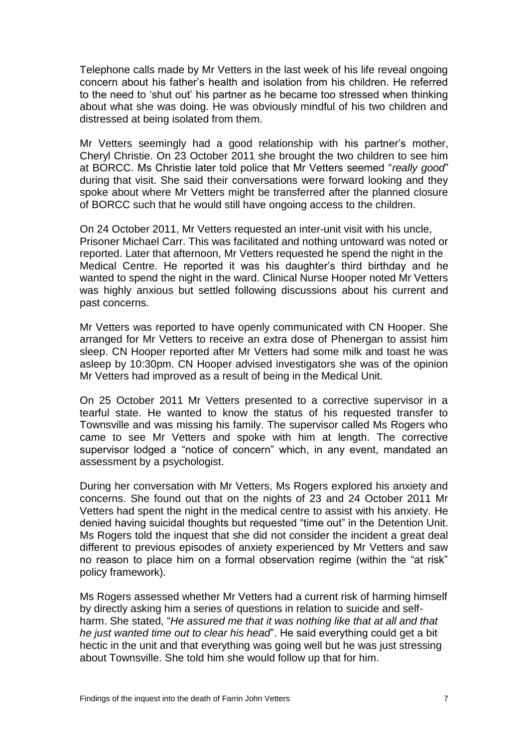Telephone calls made by Mr Vetters in the last week of his life reveal ongoing concern about his father's health and isolation from his children. He referred to the need to 'shut out' his partner as he became too stressed when thinking about what she was doing. He was obviously mindful of his two children and distressed at being isolated from them.

Mr Vetters seemingly had a good relationship with his partner's mother, Cheryl Christie. On 23 October 2011 she brought the two children to see him at BORCC. Ms Christie later told police that Mr Vetters seemed "*really good*" during that visit. She said their conversations were forward looking and they spoke about where Mr Vetters might be transferred after the planned closure of BORCC such that he would still have ongoing access to the children.

On 24 October 2011, Mr Vetters requested an inter-unit visit with his uncle, Prisoner Michael Carr. This was facilitated and nothing untoward was noted or reported. Later that afternoon, Mr Vetters requested he spend the night in the Medical Centre. He reported it was his daughter's third birthday and he wanted to spend the night in the ward. Clinical Nurse Hooper noted Mr Vetters was highly anxious but settled following discussions about his current and past concerns.

Mr Vetters was reported to have openly communicated with CN Hooper. She arranged for Mr Vetters to receive an extra dose of Phenergan to assist him sleep. CN Hooper reported after Mr Vetters had some milk and toast he was asleep by 10:30pm. CN Hooper advised investigators she was of the opinion Mr Vetters had improved as a result of being in the Medical Unit.

On 25 October 2011 Mr Vetters presented to a corrective supervisor in a tearful state. He wanted to know the status of his requested transfer to Townsville and was missing his family. The supervisor called Ms Rogers who came to see Mr Vetters and spoke with him at length. The corrective supervisor lodged a "notice of concern" which, in any event, mandated an assessment by a psychologist.

During her conversation with Mr Vetters, Ms Rogers explored his anxiety and concerns. She found out that on the nights of 23 and 24 October 2011 Mr Vetters had spent the night in the medical centre to assist with his anxiety. He denied having suicidal thoughts but requested "time out" in the Detention Unit. Ms Rogers told the inquest that she did not consider the incident a great deal different to previous episodes of anxiety experienced by Mr Vetters and saw no reason to place him on a formal observation regime (within the "at risk" policy framework).

Ms Rogers assessed whether Mr Vetters had a current risk of harming himself by directly asking him a series of questions in relation to suicide and self-harm. She stated, "*He assured me that it was nothing like that at all and that he just wanted time out to clear his head*". He said everything could get a bit hectic in the unit and that everything was going well but he was just stressing about Townsville. She told him she would follow up that for him.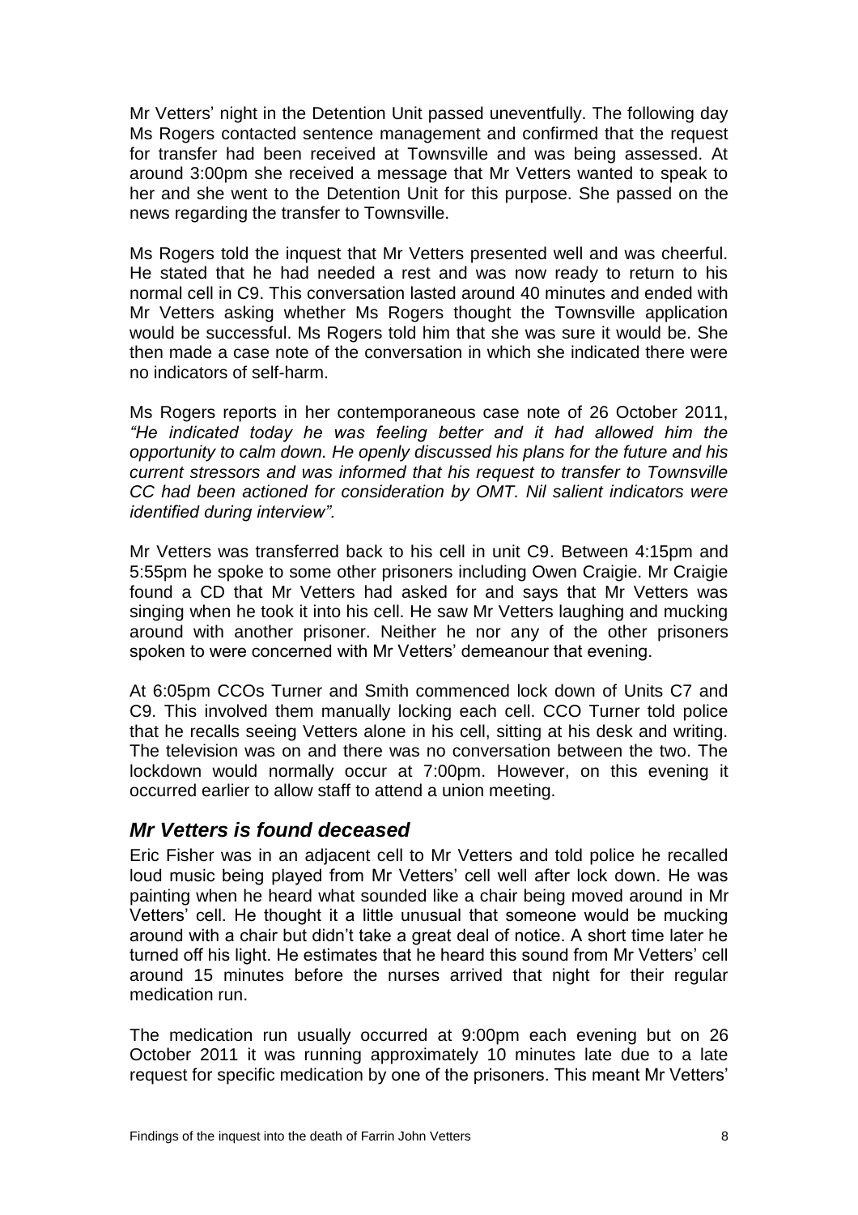Mr Vetters' night in the Detention Unit passed uneventfully. The following day Ms Rogers contacted sentence management and confirmed that the request for transfer had been received at Townsville and was being assessed. At around 3:00pm she received a message that Mr Vetters wanted to speak to her and she went to the Detention Unit for this purpose. She passed on the news regarding the transfer to Townsville.

Ms Rogers told the inquest that Mr Vetters presented well and was cheerful. He stated that he had needed a rest and was now ready to return to his normal cell in C9. This conversation lasted around 40 minutes and ended with Mr Vetters asking whether Ms Rogers thought the Townsville application would be successful. Ms Rogers told him that she was sure it would be. She then made a case note of the conversation in which she indicated there were no indicators of self-harm.

Ms Rogers reports in her contemporaneous case note of 26 October 2011, *"He indicated today he was feeling better and it had allowed him the opportunity to calm down. He openly discussed his plans for the future and his current stressors and was informed that his request to transfer to Townsville CC had been actioned for consideration by OMT. Nil salient indicators were identified during interview".*

Mr Vetters was transferred back to his cell in unit C9. Between 4:15pm and 5:55pm he spoke to some other prisoners including Owen Craigie. Mr Craigie found a CD that Mr Vetters had asked for and says that Mr Vetters was singing when he took it into his cell. He saw Mr Vetters laughing and mucking around with another prisoner. Neither he nor any of the other prisoners spoken to were concerned with Mr Vetters' demeanour that evening.

At 6:05pm CCOs Turner and Smith commenced lock down of Units C7 and C9. This involved them manually locking each cell. CCO Turner told police that he recalls seeing Vetters alone in his cell, sitting at his desk and writing. The television was on and there was no conversation between the two. The lockdown would normally occur at 7:00pm. However, on this evening it occurred earlier to allow staff to attend a union meeting.

## *Mr Vetters is found deceased*

Eric Fisher was in an adjacent cell to Mr Vetters and told police he recalled loud music being played from Mr Vetters' cell well after lock down. He was painting when he heard what sounded like a chair being moved around in Mr Vetters' cell. He thought it a little unusual that someone would be mucking around with a chair but didn't take a great deal of notice. A short time later he turned off his light. He estimates that he heard this sound from Mr Vetters' cell around 15 minutes before the nurses arrived that night for their regular medication run.

The medication run usually occurred at 9:00pm each evening but on 26 October 2011 it was running approximately 10 minutes late due to a late request for specific medication by one of the prisoners. This meant Mr Vetters'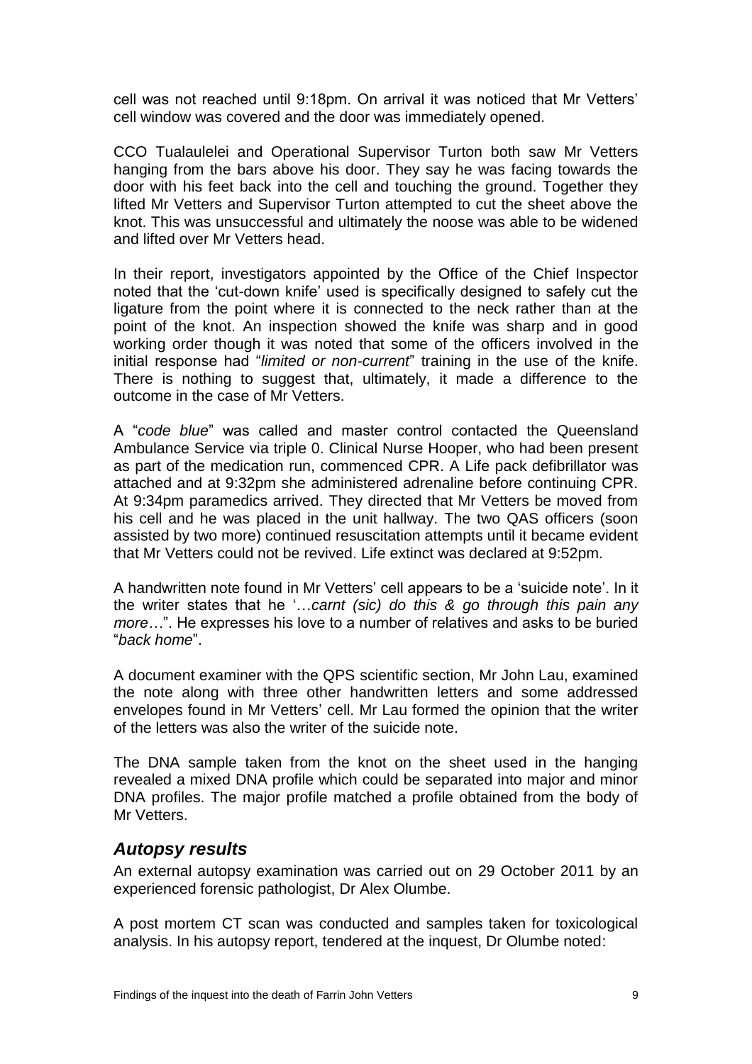cell was not reached until 9:18pm. On arrival it was noticed that Mr Vetters' cell window was covered and the door was immediately opened.

CCO Tualaulelei and Operational Supervisor Turton both saw Mr Vetters hanging from the bars above his door. They say he was facing towards the door with his feet back into the cell and touching the ground. Together they lifted Mr Vetters and Supervisor Turton attempted to cut the sheet above the knot. This was unsuccessful and ultimately the noose was able to be widened and lifted over Mr Vetters head.

In their report, investigators appointed by the Office of the Chief Inspector noted that the 'cut-down knife' used is specifically designed to safely cut the ligature from the point where it is connected to the neck rather than at the point of the knot. An inspection showed the knife was sharp and in good working order though it was noted that some of the officers involved in the initial response had "*limited or non-current*" training in the use of the knife. There is nothing to suggest that, ultimately, it made a difference to the outcome in the case of Mr Vetters.

A "*code blue*" was called and master control contacted the Queensland Ambulance Service via triple 0. Clinical Nurse Hooper, who had been present as part of the medication run, commenced CPR. A Life pack defibrillator was attached and at 9:32pm she administered adrenaline before continuing CPR. At 9:34pm paramedics arrived. They directed that Mr Vetters be moved from his cell and he was placed in the unit hallway. The two QAS officers (soon assisted by two more) continued resuscitation attempts until it became evident that Mr Vetters could not be revived. Life extinct was declared at 9:52pm.

A handwritten note found in Mr Vetters' cell appears to be a 'suicide note'. In it the writer states that he '…*carnt (sic) do this & go through this pain any more*…". He expresses his love to a number of relatives and asks to be buried "*back home*".

A document examiner with the QPS scientific section, Mr John Lau, examined the note along with three other handwritten letters and some addressed envelopes found in Mr Vetters' cell. Mr Lau formed the opinion that the writer of the letters was also the writer of the suicide note.

The DNA sample taken from the knot on the sheet used in the hanging revealed a mixed DNA profile which could be separated into major and minor DNA profiles. The major profile matched a profile obtained from the body of Mr Vetters.

## *Autopsy results*

An external autopsy examination was carried out on 29 October 2011 by an experienced forensic pathologist, Dr Alex Olumbe.

A post mortem CT scan was conducted and samples taken for toxicological analysis. In his autopsy report, tendered at the inquest, Dr Olumbe noted: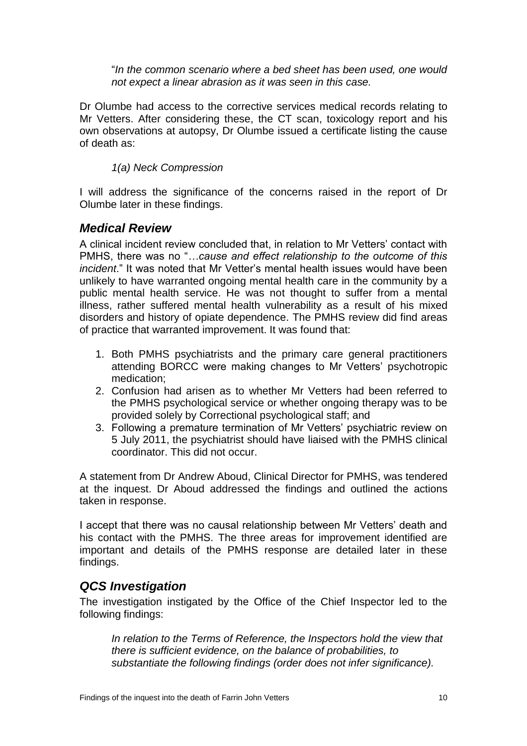"*In the common scenario where a bed sheet has been used, one would not expect a linear abrasion as it was seen in this case.*

Dr Olumbe had access to the corrective services medical records relating to Mr Vetters. After considering these, the CT scan, toxicology report and his own observations at autopsy, Dr Olumbe issued a certificate listing the cause of death as:

*1(a) Neck Compression*

I will address the significance of the concerns raised in the report of Dr Olumbe later in these findings.

## *Medical Review*

A clinical incident review concluded that, in relation to Mr Vetters' contact with PMHS, there was no "*…cause and effect relationship to the outcome of this incident*." It was noted that Mr Vetter's mental health issues would have been unlikely to have warranted ongoing mental health care in the community by a public mental health service. He was not thought to suffer from a mental illness, rather suffered mental health vulnerability as a result of his mixed disorders and history of opiate dependence. The PMHS review did find areas of practice that warranted improvement. It was found that:

1. Both PMHS psychiatrists and the primary care general practitioners attending BORCC were making changes to Mr Vetters' psychotropic medication;
2. Confusion had arisen as to whether Mr Vetters had been referred to the PMHS psychological service or whether ongoing therapy was to be provided solely by Correctional psychological staff; and
3. Following a premature termination of Mr Vetters' psychiatric review on 5 July 2011, the psychiatrist should have liaised with the PMHS clinical coordinator. This did not occur.

A statement from Dr Andrew Aboud, Clinical Director for PMHS, was tendered at the inquest. Dr Aboud addressed the findings and outlined the actions taken in response.

I accept that there was no causal relationship between Mr Vetters' death and his contact with the PMHS. The three areas for improvement identified are important and details of the PMHS response are detailed later in these findings.

## *QCS Investigation*

The investigation instigated by the Office of the Chief Inspector led to the following findings:

*In relation to the Terms of Reference, the Inspectors hold the view that there is sufficient evidence, on the balance of probabilities, to substantiate the following findings (order does not infer significance).*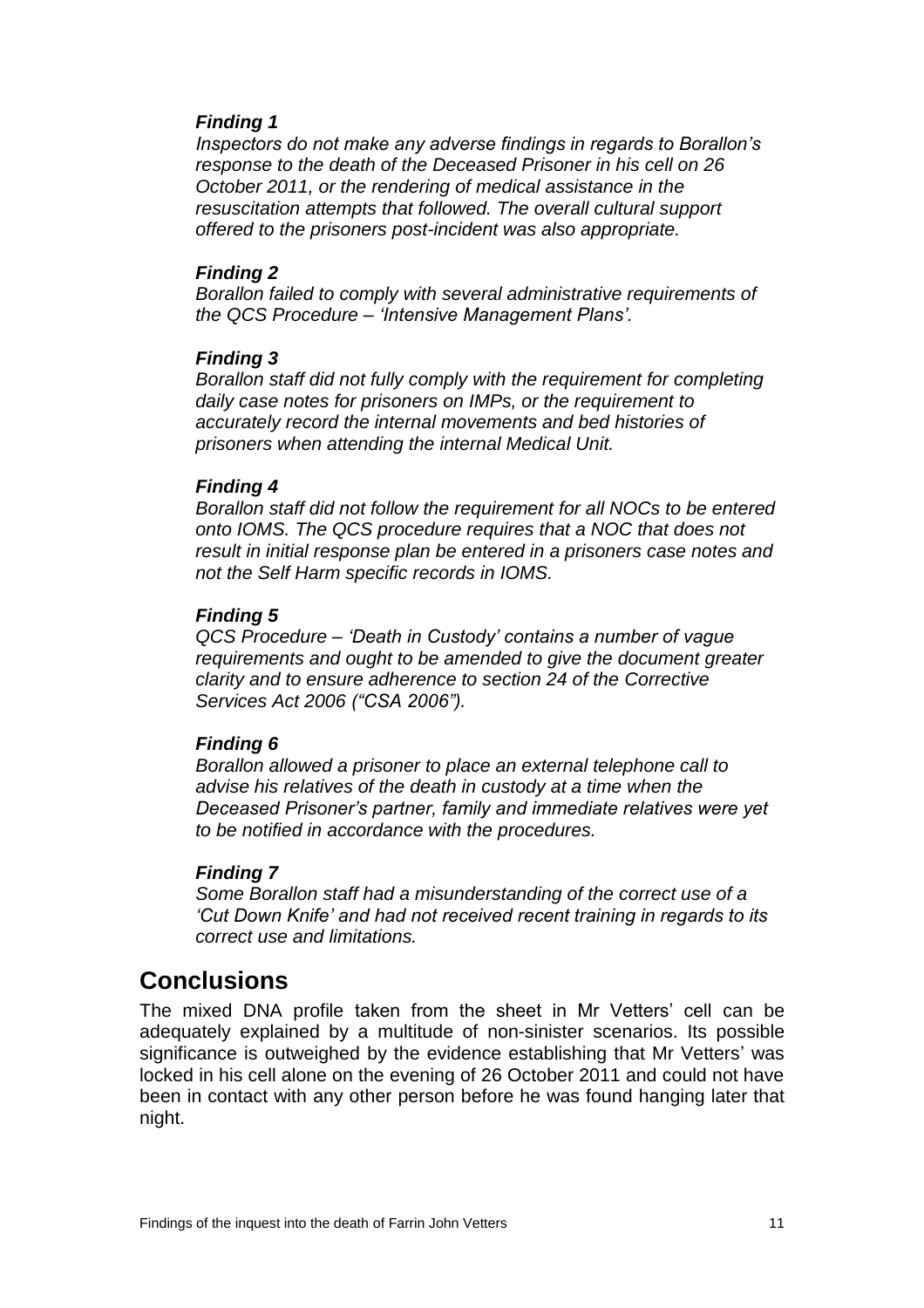***Finding 1***

*Inspectors do not make any adverse findings in regards to Borallon's response to the death of the Deceased Prisoner in his cell on 26 October 2011, or the rendering of medical assistance in the resuscitation attempts that followed. The overall cultural support offered to the prisoners post-incident was also appropriate.*

***Finding 2***

*Borallon failed to comply with several administrative requirements of the QCS Procedure – 'Intensive Management Plans'.*

***Finding 3***

*Borallon staff did not fully comply with the requirement for completing daily case notes for prisoners on IMPs, or the requirement to accurately record the internal movements and bed histories of prisoners when attending the internal Medical Unit.*

***Finding 4***

*Borallon staff did not follow the requirement for all NOCs to be entered onto IOMS. The QCS procedure requires that a NOC that does not result in initial response plan be entered in a prisoners case notes and not the Self Harm specific records in IOMS.*

***Finding 5***

*QCS Procedure – 'Death in Custody' contains a number of vague requirements and ought to be amended to give the document greater clarity and to ensure adherence to section 24 of the Corrective Services Act 2006 ("CSA 2006").*

***Finding 6***

*Borallon allowed a prisoner to place an external telephone call to advise his relatives of the death in custody at a time when the Deceased Prisoner's partner, family and immediate relatives were yet to be notified in accordance with the procedures.*

***Finding 7***

*Some Borallon staff had a misunderstanding of the correct use of a 'Cut Down Knife' and had not received recent training in regards to its correct use and limitations.*

## Conclusions

The mixed DNA profile taken from the sheet in Mr Vetters' cell can be adequately explained by a multitude of non-sinister scenarios. Its possible significance is outweighed by the evidence establishing that Mr Vetters' was locked in his cell alone on the evening of 26 October 2011 and could not have been in contact with any other person before he was found hanging later that night.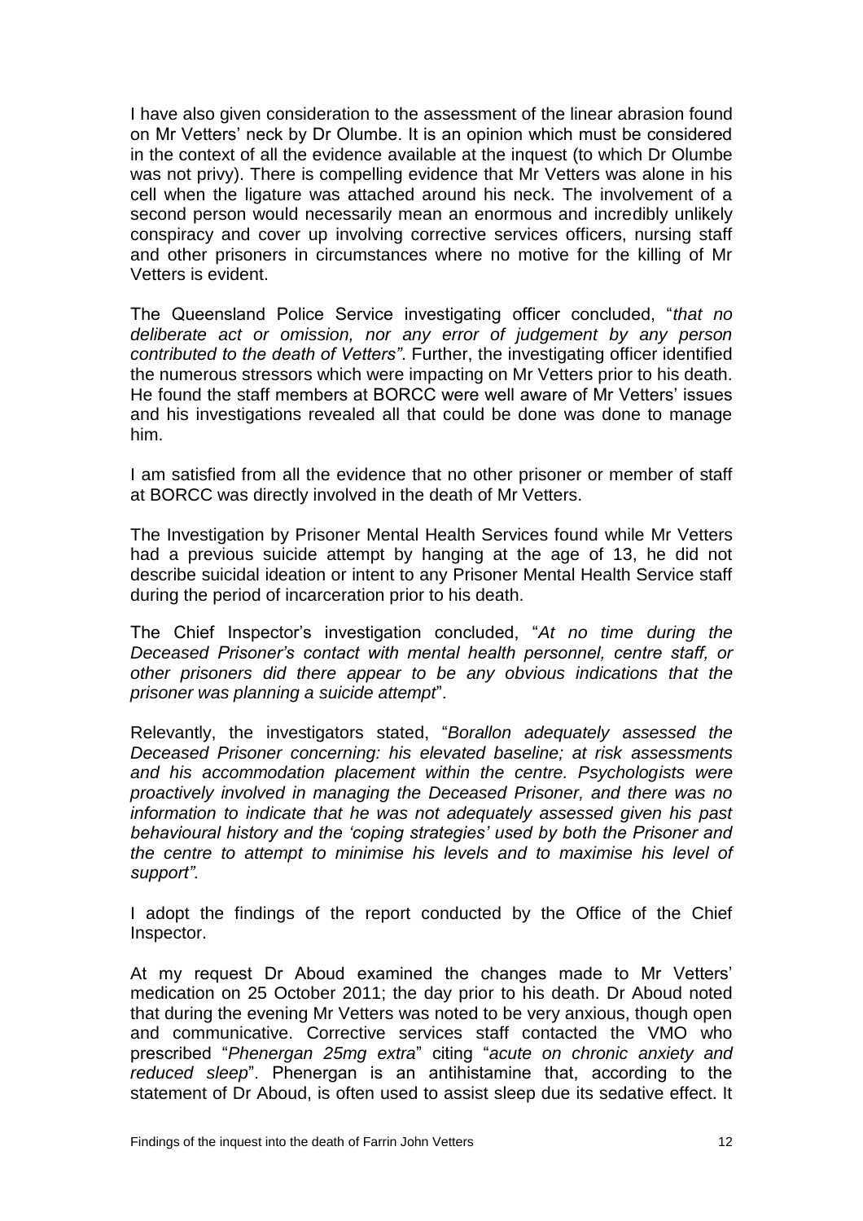I have also given consideration to the assessment of the linear abrasion found on Mr Vetters' neck by Dr Olumbe. It is an opinion which must be considered in the context of all the evidence available at the inquest (to which Dr Olumbe was not privy). There is compelling evidence that Mr Vetters was alone in his cell when the ligature was attached around his neck. The involvement of a second person would necessarily mean an enormous and incredibly unlikely conspiracy and cover up involving corrective services officers, nursing staff and other prisoners in circumstances where no motive for the killing of Mr Vetters is evident.

The Queensland Police Service investigating officer concluded, "*that no deliberate act or omission, nor any error of judgement by any person contributed to the death of Vetters*". Further, the investigating officer identified the numerous stressors which were impacting on Mr Vetters prior to his death. He found the staff members at BORCC were well aware of Mr Vetters' issues and his investigations revealed all that could be done was done to manage him.

I am satisfied from all the evidence that no other prisoner or member of staff at BORCC was directly involved in the death of Mr Vetters.

The Investigation by Prisoner Mental Health Services found while Mr Vetters had a previous suicide attempt by hanging at the age of 13, he did not describe suicidal ideation or intent to any Prisoner Mental Health Service staff during the period of incarceration prior to his death.

The Chief Inspector's investigation concluded, "*At no time during the Deceased Prisoner's contact with mental health personnel, centre staff, or other prisoners did there appear to be any obvious indications that the prisoner was planning a suicide attempt*".

Relevantly, the investigators stated, "*Borallon adequately assessed the Deceased Prisoner concerning: his elevated baseline; at risk assessments and his accommodation placement within the centre. Psychologists were proactively involved in managing the Deceased Prisoner, and there was no information to indicate that he was not adequately assessed given his past behavioural history and the 'coping strategies' used by both the Prisoner and the centre to attempt to minimise his levels and to maximise his level of support".*

I adopt the findings of the report conducted by the Office of the Chief Inspector.

At my request Dr Aboud examined the changes made to Mr Vetters' medication on 25 October 2011; the day prior to his death. Dr Aboud noted that during the evening Mr Vetters was noted to be very anxious, though open and communicative. Corrective services staff contacted the VMO who prescribed "*Phenergan 25mg extra*" citing "*acute on chronic anxiety and reduced sleep*". Phenergan is an antihistamine that, according to the statement of Dr Aboud, is often used to assist sleep due its sedative effect. It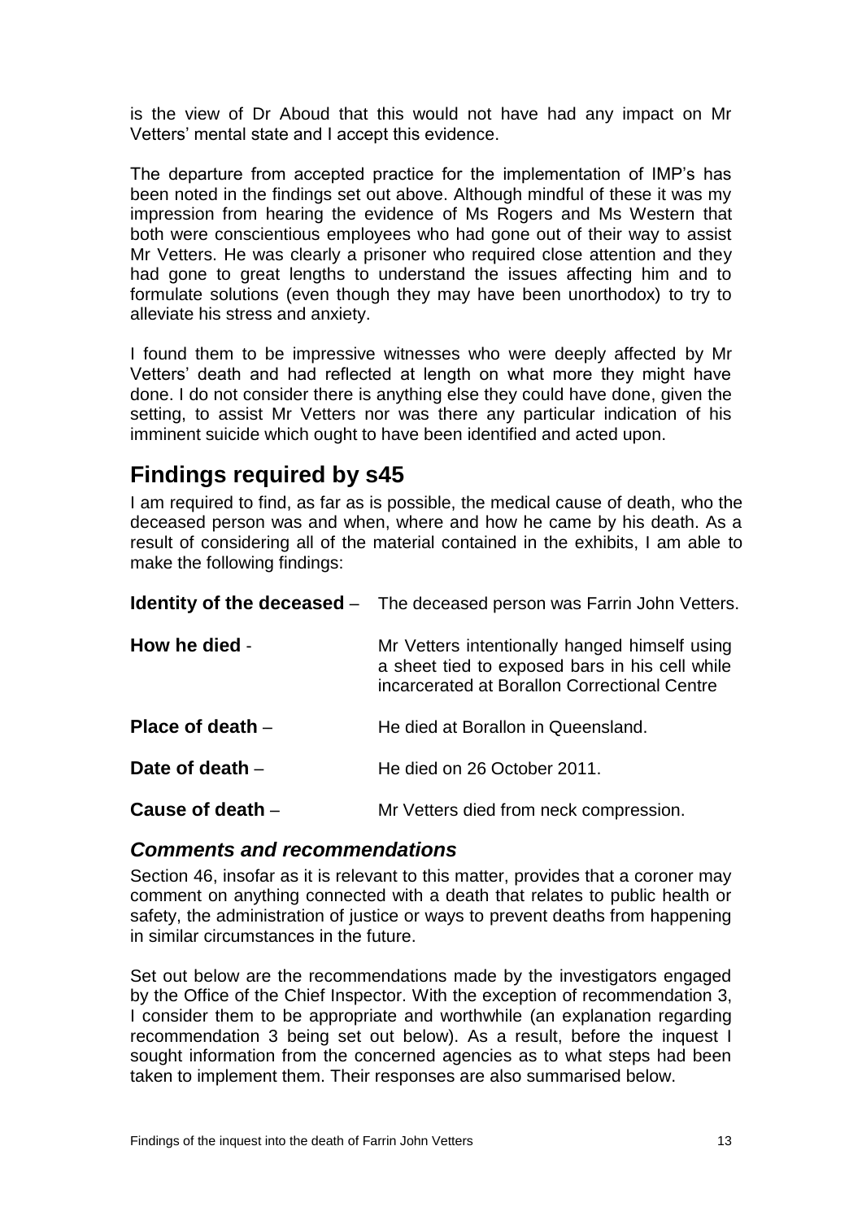is the view of Dr Aboud that this would not have had any impact on Mr Vetters' mental state and I accept this evidence.

The departure from accepted practice for the implementation of IMP's has been noted in the findings set out above. Although mindful of these it was my impression from hearing the evidence of Ms Rogers and Ms Western that both were conscientious employees who had gone out of their way to assist Mr Vetters. He was clearly a prisoner who required close attention and they had gone to great lengths to understand the issues affecting him and to formulate solutions (even though they may have been unorthodox) to try to alleviate his stress and anxiety.

I found them to be impressive witnesses who were deeply affected by Mr Vetters' death and had reflected at length on what more they might have done. I do not consider there is anything else they could have done, given the setting, to assist Mr Vetters nor was there any particular indication of his imminent suicide which ought to have been identified and acted upon.

# Findings required by s45

I am required to find, as far as is possible, the medical cause of death, who the deceased person was and when, where and how he came by his death. As a result of considering all of the material contained in the exhibits, I am able to make the following findings:

**Identity of the deceased** – The deceased person was Farrin John Vetters.

**How he died** - Mr Vetters intentionally hanged himself using a sheet tied to exposed bars in his cell while incarcerated at Borallon Correctional Centre

**Place of death** – He died at Borallon in Queensland.

**Date of death** – He died on 26 October 2011.

**Cause of death** – Mr Vetters died from neck compression.

## *Comments and recommendations*

Section 46, insofar as it is relevant to this matter, provides that a coroner may comment on anything connected with a death that relates to public health or safety, the administration of justice or ways to prevent deaths from happening in similar circumstances in the future.

Set out below are the recommendations made by the investigators engaged by the Office of the Chief Inspector. With the exception of recommendation 3, I consider them to be appropriate and worthwhile (an explanation regarding recommendation 3 being set out below). As a result, before the inquest I sought information from the concerned agencies as to what steps had been taken to implement them. Their responses are also summarised below.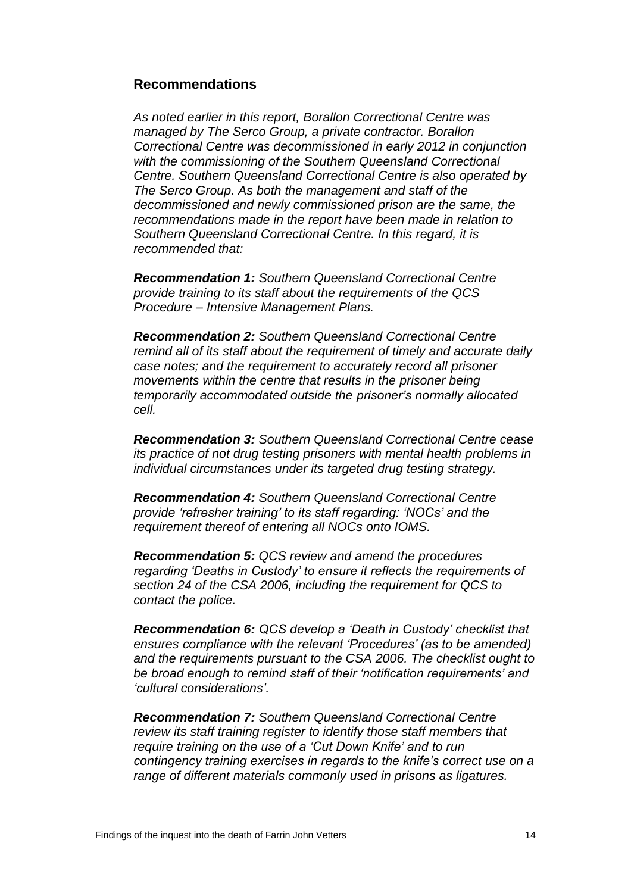## Recommendations

*As noted earlier in this report, Borallon Correctional Centre was managed by The Serco Group, a private contractor. Borallon Correctional Centre was decommissioned in early 2012 in conjunction with the commissioning of the Southern Queensland Correctional Centre. Southern Queensland Correctional Centre is also operated by The Serco Group. As both the management and staff of the decommissioned and newly commissioned prison are the same, the recommendations made in the report have been made in relation to Southern Queensland Correctional Centre. In this regard, it is recommended that:*

***Recommendation 1:*** *Southern Queensland Correctional Centre provide training to its staff about the requirements of the QCS Procedure – Intensive Management Plans.*

***Recommendation 2:*** *Southern Queensland Correctional Centre remind all of its staff about the requirement of timely and accurate daily case notes; and the requirement to accurately record all prisoner movements within the centre that results in the prisoner being temporarily accommodated outside the prisoner's normally allocated cell.*

***Recommendation 3:*** *Southern Queensland Correctional Centre cease its practice of not drug testing prisoners with mental health problems in individual circumstances under its targeted drug testing strategy.*

***Recommendation 4:*** *Southern Queensland Correctional Centre provide 'refresher training' to its staff regarding: 'NOCs' and the requirement thereof of entering all NOCs onto IOMS.*

***Recommendation 5:*** *QCS review and amend the procedures regarding 'Deaths in Custody' to ensure it reflects the requirements of section 24 of the CSA 2006, including the requirement for QCS to contact the police.*

***Recommendation 6:*** *QCS develop a 'Death in Custody' checklist that ensures compliance with the relevant 'Procedures' (as to be amended) and the requirements pursuant to the CSA 2006. The checklist ought to be broad enough to remind staff of their 'notification requirements' and 'cultural considerations'.*

***Recommendation 7:*** *Southern Queensland Correctional Centre review its staff training register to identify those staff members that require training on the use of a 'Cut Down Knife' and to run contingency training exercises in regards to the knife's correct use on a range of different materials commonly used in prisons as ligatures.*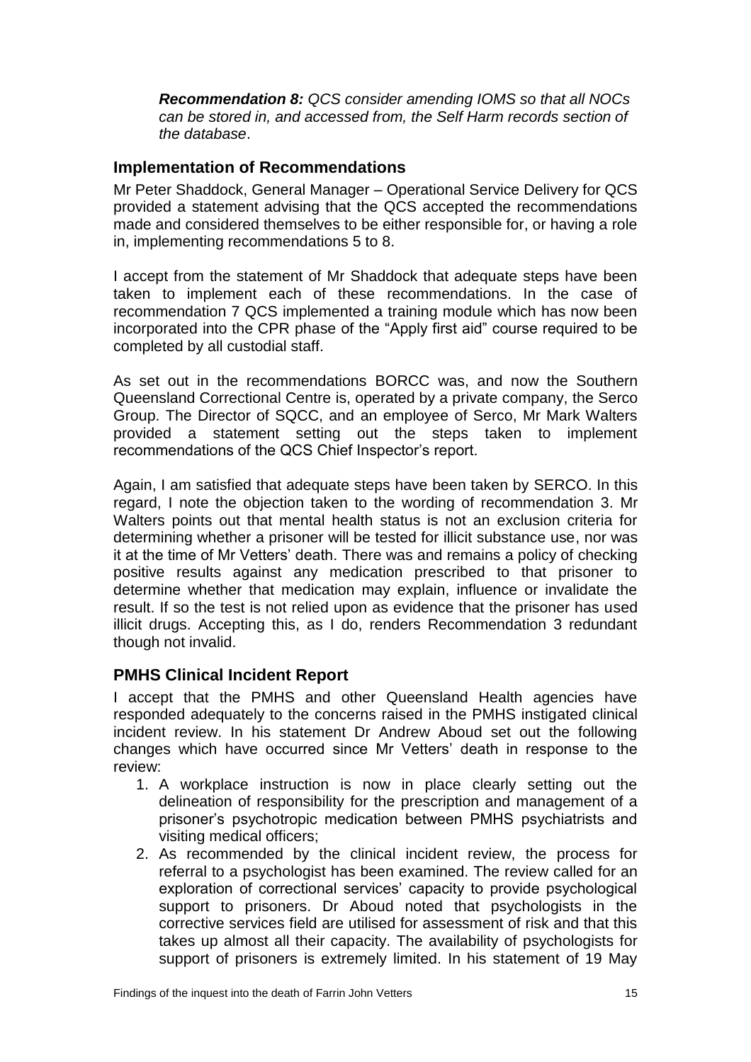*Recommendation 8: QCS consider amending IOMS so that all NOCs can be stored in, and accessed from, the Self Harm records section of the database*.

## Implementation of Recommendations

Mr Peter Shaddock, General Manager – Operational Service Delivery for QCS provided a statement advising that the QCS accepted the recommendations made and considered themselves to be either responsible for, or having a role in, implementing recommendations 5 to 8.

I accept from the statement of Mr Shaddock that adequate steps have been taken to implement each of these recommendations. In the case of recommendation 7 QCS implemented a training module which has now been incorporated into the CPR phase of the "Apply first aid" course required to be completed by all custodial staff.

As set out in the recommendations BORCC was, and now the Southern Queensland Correctional Centre is, operated by a private company, the Serco Group. The Director of SQCC, and an employee of Serco, Mr Mark Walters provided a statement setting out the steps taken to implement recommendations of the QCS Chief Inspector's report.

Again, I am satisfied that adequate steps have been taken by SERCO. In this regard, I note the objection taken to the wording of recommendation 3. Mr Walters points out that mental health status is not an exclusion criteria for determining whether a prisoner will be tested for illicit substance use, nor was it at the time of Mr Vetters' death. There was and remains a policy of checking positive results against any medication prescribed to that prisoner to determine whether that medication may explain, influence or invalidate the result. If so the test is not relied upon as evidence that the prisoner has used illicit drugs. Accepting this, as I do, renders Recommendation 3 redundant though not invalid.

## PMHS Clinical Incident Report

I accept that the PMHS and other Queensland Health agencies have responded adequately to the concerns raised in the PMHS instigated clinical incident review. In his statement Dr Andrew Aboud set out the following changes which have occurred since Mr Vetters' death in response to the review:

1. A workplace instruction is now in place clearly setting out the delineation of responsibility for the prescription and management of a prisoner's psychotropic medication between PMHS psychiatrists and visiting medical officers;
2. As recommended by the clinical incident review, the process for referral to a psychologist has been examined. The review called for an exploration of correctional services' capacity to provide psychological support to prisoners. Dr Aboud noted that psychologists in the corrective services field are utilised for assessment of risk and that this takes up almost all their capacity. The availability of psychologists for support of prisoners is extremely limited. In his statement of 19 May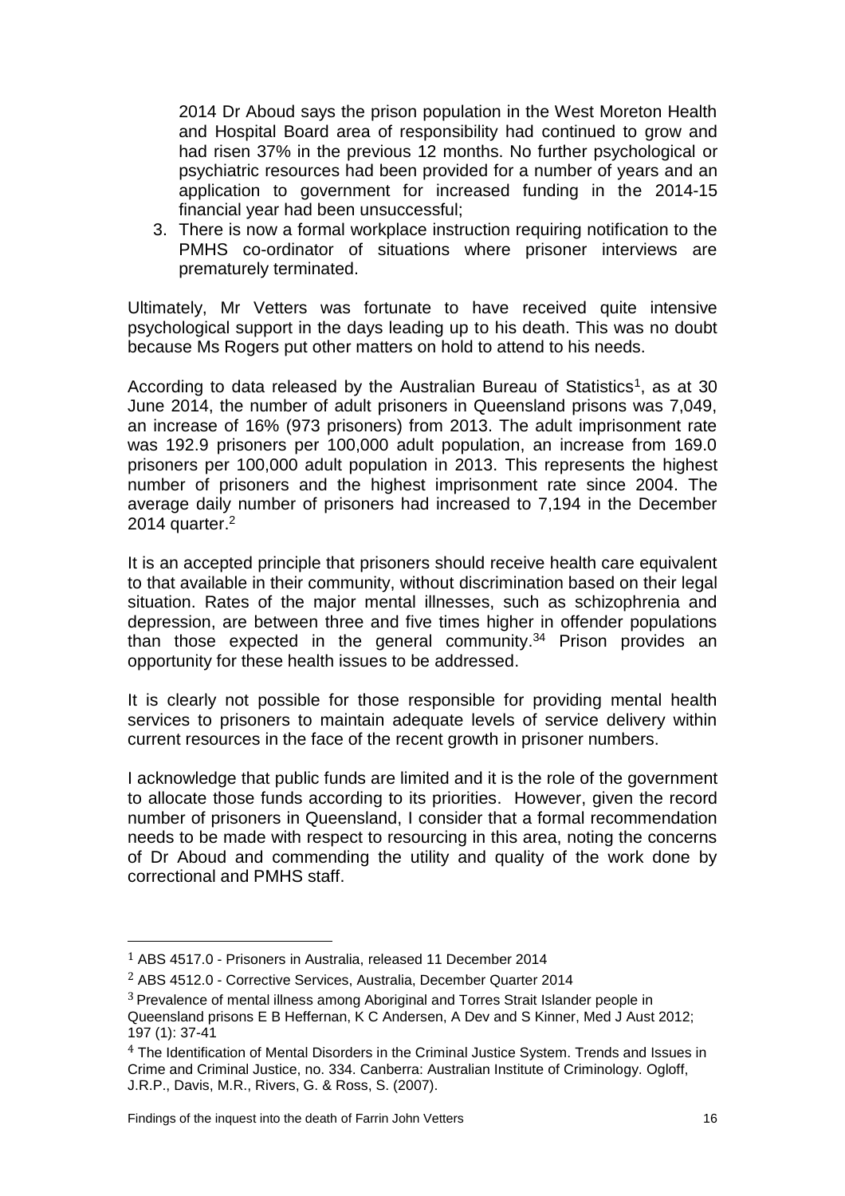2014 Dr Aboud says the prison population in the West Moreton Health and Hospital Board area of responsibility had continued to grow and had risen 37% in the previous 12 months. No further psychological or psychiatric resources had been provided for a number of years and an application to government for increased funding in the 2014-15 financial year had been unsuccessful;

3. There is now a formal workplace instruction requiring notification to the PMHS co-ordinator of situations where prisoner interviews are prematurely terminated.

Ultimately, Mr Vetters was fortunate to have received quite intensive psychological support in the days leading up to his death. This was no doubt because Ms Rogers put other matters on hold to attend to his needs.

According to data released by the Australian Bureau of Statistics[1], as at 30 June 2014, the number of adult prisoners in Queensland prisons was 7,049, an increase of 16% (973 prisoners) from 2013. The adult imprisonment rate was 192.9 prisoners per 100,000 adult population, an increase from 169.0 prisoners per 100,000 adult population in 2013. This represents the highest number of prisoners and the highest imprisonment rate since 2004. The average daily number of prisoners had increased to 7,194 in the December 2014 quarter.[2]

It is an accepted principle that prisoners should receive health care equivalent to that available in their community, without discrimination based on their legal situation. Rates of the major mental illnesses, such as schizophrenia and depression, are between three and five times higher in offender populations than those expected in the general community.[3][4] Prison provides an opportunity for these health issues to be addressed.

It is clearly not possible for those responsible for providing mental health services to prisoners to maintain adequate levels of service delivery within current resources in the face of the recent growth in prisoner numbers.

I acknowledge that public funds are limited and it is the role of the government to allocate those funds according to its priorities. However, given the record number of prisoners in Queensland, I consider that a formal recommendation needs to be made with respect to resourcing in this area, noting the concerns of Dr Aboud and commending the utility and quality of the work done by correctional and PMHS staff.

---

[1] ABS 4517.0 - Prisoners in Australia, released 11 December 2014

[2] ABS 4512.0 - Corrective Services, Australia, December Quarter 2014

[3] Prevalence of mental illness among Aboriginal and Torres Strait Islander people in Queensland prisons E B Heffernan, K C Andersen, A Dev and S Kinner, Med J Aust 2012; 197 (1): 37-41

[4] The Identification of Mental Disorders in the Criminal Justice System. Trends and Issues in Crime and Criminal Justice, no. 334. Canberra: Australian Institute of Criminology. Ogloff, J.R.P., Davis, M.R., Rivers, G. & Ross, S. (2007).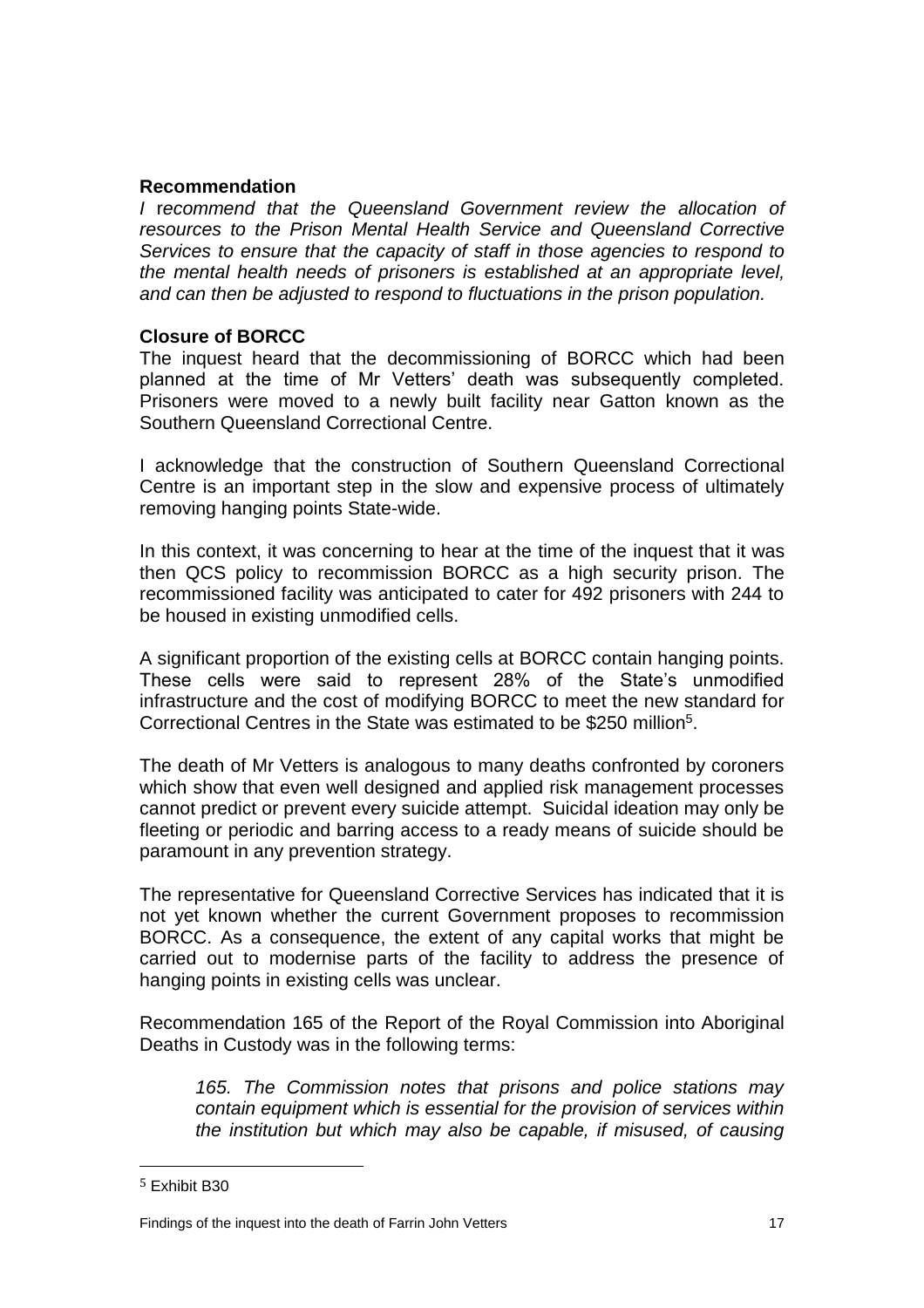**Recommendation**

*I recommend that the Queensland Government review the allocation of resources to the Prison Mental Health Service and Queensland Corrective Services to ensure that the capacity of staff in those agencies to respond to the mental health needs of prisoners is established at an appropriate level, and can then be adjusted to respond to fluctuations in the prison population.*

**Closure of BORCC**

The inquest heard that the decommissioning of BORCC which had been planned at the time of Mr Vetters' death was subsequently completed. Prisoners were moved to a newly built facility near Gatton known as the Southern Queensland Correctional Centre.

I acknowledge that the construction of Southern Queensland Correctional Centre is an important step in the slow and expensive process of ultimately removing hanging points State-wide.

In this context, it was concerning to hear at the time of the inquest that it was then QCS policy to recommission BORCC as a high security prison. The recommissioned facility was anticipated to cater for 492 prisoners with 244 to be housed in existing unmodified cells.

A significant proportion of the existing cells at BORCC contain hanging points. These cells were said to represent 28% of the State's unmodified infrastructure and the cost of modifying BORCC to meet the new standard for Correctional Centres in the State was estimated to be $250 million[5].

The death of Mr Vetters is analogous to many deaths confronted by coroners which show that even well designed and applied risk management processes cannot predict or prevent every suicide attempt. Suicidal ideation may only be fleeting or periodic and barring access to a ready means of suicide should be paramount in any prevention strategy.

The representative for Queensland Corrective Services has indicated that it is not yet known whether the current Government proposes to recommission BORCC. As a consequence, the extent of any capital works that might be carried out to modernise parts of the facility to address the presence of hanging points in existing cells was unclear.

Recommendation 165 of the Report of the Royal Commission into Aboriginal Deaths in Custody was in the following terms:

> *165. The Commission notes that prisons and police stations may contain equipment which is essential for the provision of services within the institution but which may also be capable, if misused, of causing*

[5] Exhibit B30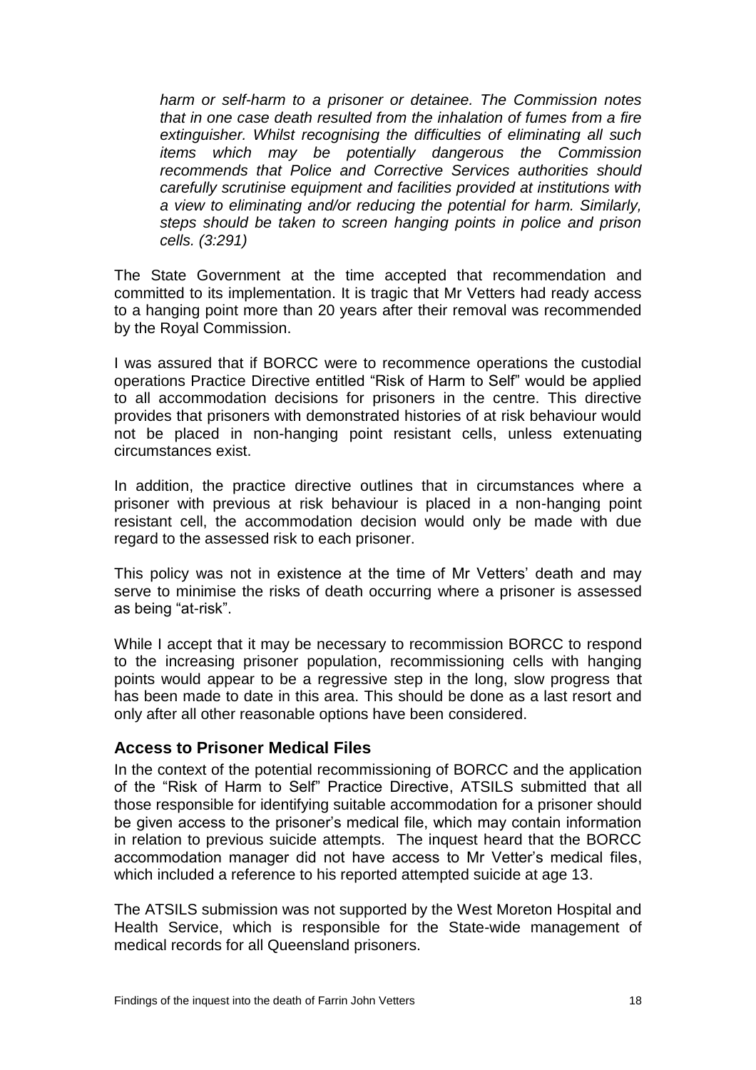*harm or self-harm to a prisoner or detainee. The Commission notes that in one case death resulted from the inhalation of fumes from a fire extinguisher. Whilst recognising the difficulties of eliminating all such items which may be potentially dangerous the Commission recommends that Police and Corrective Services authorities should carefully scrutinise equipment and facilities provided at institutions with a view to eliminating and/or reducing the potential for harm. Similarly, steps should be taken to screen hanging points in police and prison cells. (3:291)*

The State Government at the time accepted that recommendation and committed to its implementation. It is tragic that Mr Vetters had ready access to a hanging point more than 20 years after their removal was recommended by the Royal Commission.

I was assured that if BORCC were to recommence operations the custodial operations Practice Directive entitled "Risk of Harm to Self" would be applied to all accommodation decisions for prisoners in the centre. This directive provides that prisoners with demonstrated histories of at risk behaviour would not be placed in non-hanging point resistant cells, unless extenuating circumstances exist.

In addition, the practice directive outlines that in circumstances where a prisoner with previous at risk behaviour is placed in a non-hanging point resistant cell, the accommodation decision would only be made with due regard to the assessed risk to each prisoner.

This policy was not in existence at the time of Mr Vetters' death and may serve to minimise the risks of death occurring where a prisoner is assessed as being "at-risk".

While I accept that it may be necessary to recommission BORCC to respond to the increasing prisoner population, recommissioning cells with hanging points would appear to be a regressive step in the long, slow progress that has been made to date in this area. This should be done as a last resort and only after all other reasonable options have been considered.

## Access to Prisoner Medical Files

In the context of the potential recommissioning of BORCC and the application of the "Risk of Harm to Self" Practice Directive, ATSILS submitted that all those responsible for identifying suitable accommodation for a prisoner should be given access to the prisoner's medical file, which may contain information in relation to previous suicide attempts. The inquest heard that the BORCC accommodation manager did not have access to Mr Vetter's medical files, which included a reference to his reported attempted suicide at age 13.

The ATSILS submission was not supported by the West Moreton Hospital and Health Service, which is responsible for the State-wide management of medical records for all Queensland prisoners.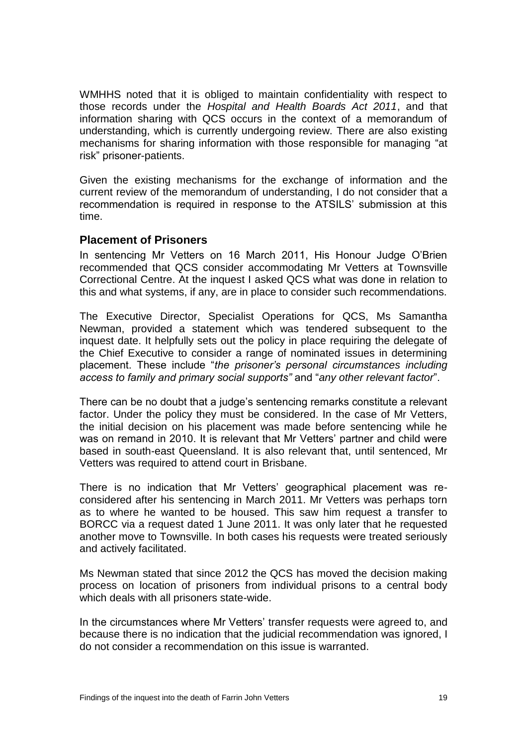WMHHS noted that it is obliged to maintain confidentiality with respect to those records under the *Hospital and Health Boards Act 2011*, and that information sharing with QCS occurs in the context of a memorandum of understanding, which is currently undergoing review. There are also existing mechanisms for sharing information with those responsible for managing "at risk" prisoner-patients.

Given the existing mechanisms for the exchange of information and the current review of the memorandum of understanding, I do not consider that a recommendation is required in response to the ATSILS' submission at this time.

## Placement of Prisoners

In sentencing Mr Vetters on 16 March 2011, His Honour Judge O'Brien recommended that QCS consider accommodating Mr Vetters at Townsville Correctional Centre. At the inquest I asked QCS what was done in relation to this and what systems, if any, are in place to consider such recommendations.

The Executive Director, Specialist Operations for QCS, Ms Samantha Newman, provided a statement which was tendered subsequent to the inquest date. It helpfully sets out the policy in place requiring the delegate of the Chief Executive to consider a range of nominated issues in determining placement. These include "*the prisoner's personal circumstances including access to family and primary social supports"* and "*any other relevant factor*".

There can be no doubt that a judge's sentencing remarks constitute a relevant factor. Under the policy they must be considered. In the case of Mr Vetters, the initial decision on his placement was made before sentencing while he was on remand in 2010. It is relevant that Mr Vetters' partner and child were based in south-east Queensland. It is also relevant that, until sentenced, Mr Vetters was required to attend court in Brisbane.

There is no indication that Mr Vetters' geographical placement was re-considered after his sentencing in March 2011. Mr Vetters was perhaps torn as to where he wanted to be housed. This saw him request a transfer to BORCC via a request dated 1 June 2011. It was only later that he requested another move to Townsville. In both cases his requests were treated seriously and actively facilitated.

Ms Newman stated that since 2012 the QCS has moved the decision making process on location of prisoners from individual prisons to a central body which deals with all prisoners state-wide.

In the circumstances where Mr Vetters' transfer requests were agreed to, and because there is no indication that the judicial recommendation was ignored, I do not consider a recommendation on this issue is warranted.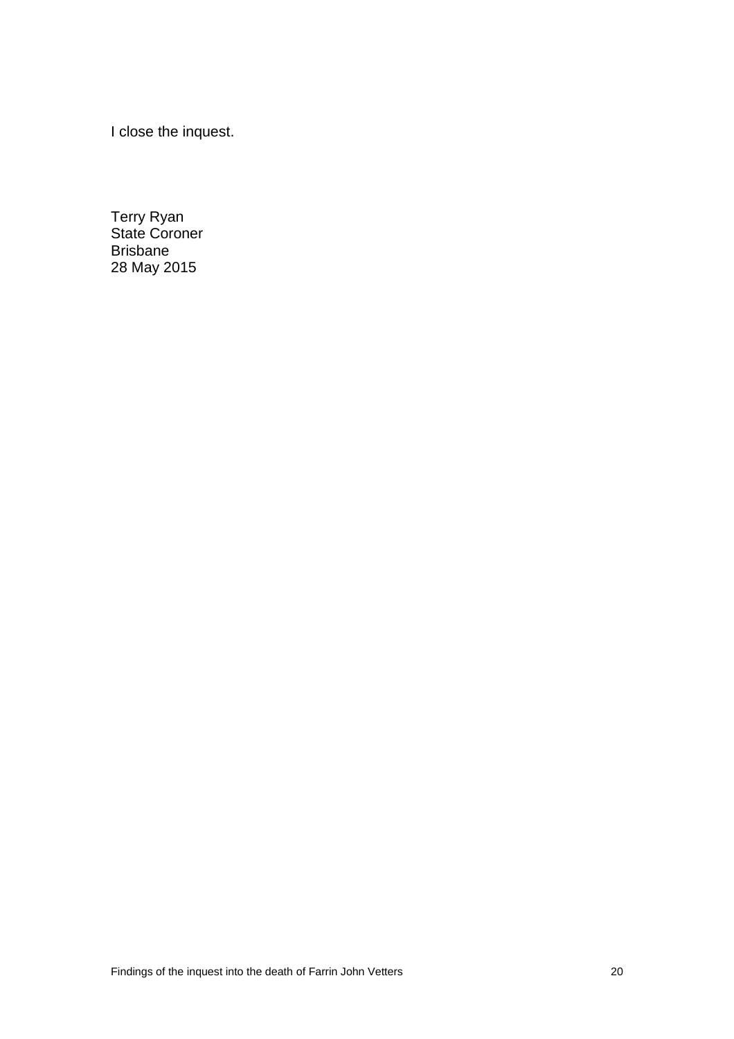I close the inquest.

Terry Ryan
State Coroner
Brisbane
28 May 2015